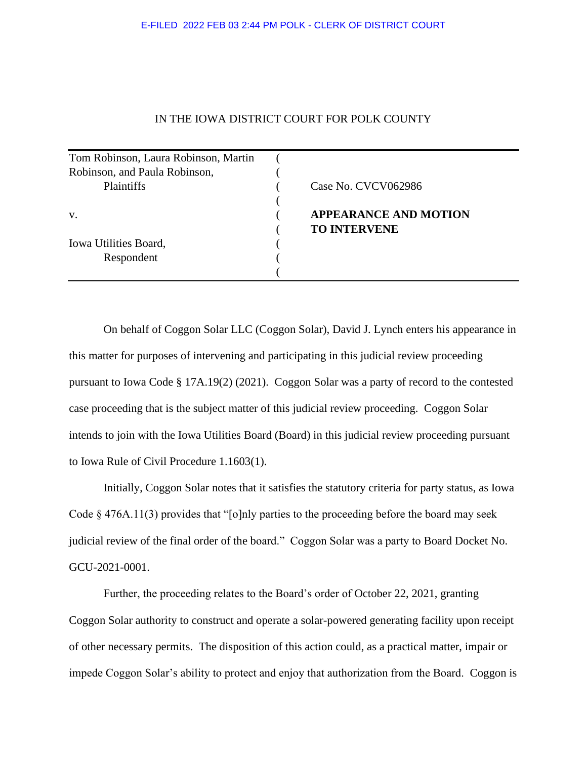E-FILED 2022 FEB 03 2:44 PM POLK - CLERK OF DISTRICT COURT

IN THE IOWA DISTRICT COURT FOR POLK COUNTY

| | | |
|---|---|---|
| Tom Robinson, Laura Robinson, Martin Robinson, and Paula Robinson, Plaintiffs | ( | Case No. CVCV062986 |
| v. | ( | **APPEARANCE AND MOTION TO INTERVENE** |
| Iowa Utilities Board, Respondent | ( | |

On behalf of Coggon Solar LLC (Coggon Solar), David J. Lynch enters his appearance in this matter for purposes of intervening and participating in this judicial review proceeding pursuant to Iowa Code § 17A.19(2) (2021). Coggon Solar was a party of record to the contested case proceeding that is the subject matter of this judicial review proceeding. Coggon Solar intends to join with the Iowa Utilities Board (Board) in this judicial review proceeding pursuant to Iowa Rule of Civil Procedure 1.1603(1).

Initially, Coggon Solar notes that it satisfies the statutory criteria for party status, as Iowa Code § 476A.11(3) provides that "[o]nly parties to the proceeding before the board may seek judicial review of the final order of the board." Coggon Solar was a party to Board Docket No. GCU-2021-0001.

Further, the proceeding relates to the Board's order of October 22, 2021, granting Coggon Solar authority to construct and operate a solar-powered generating facility upon receipt of other necessary permits. The disposition of this action could, as a practical matter, impair or impede Coggon Solar's ability to protect and enjoy that authorization from the Board. Coggon is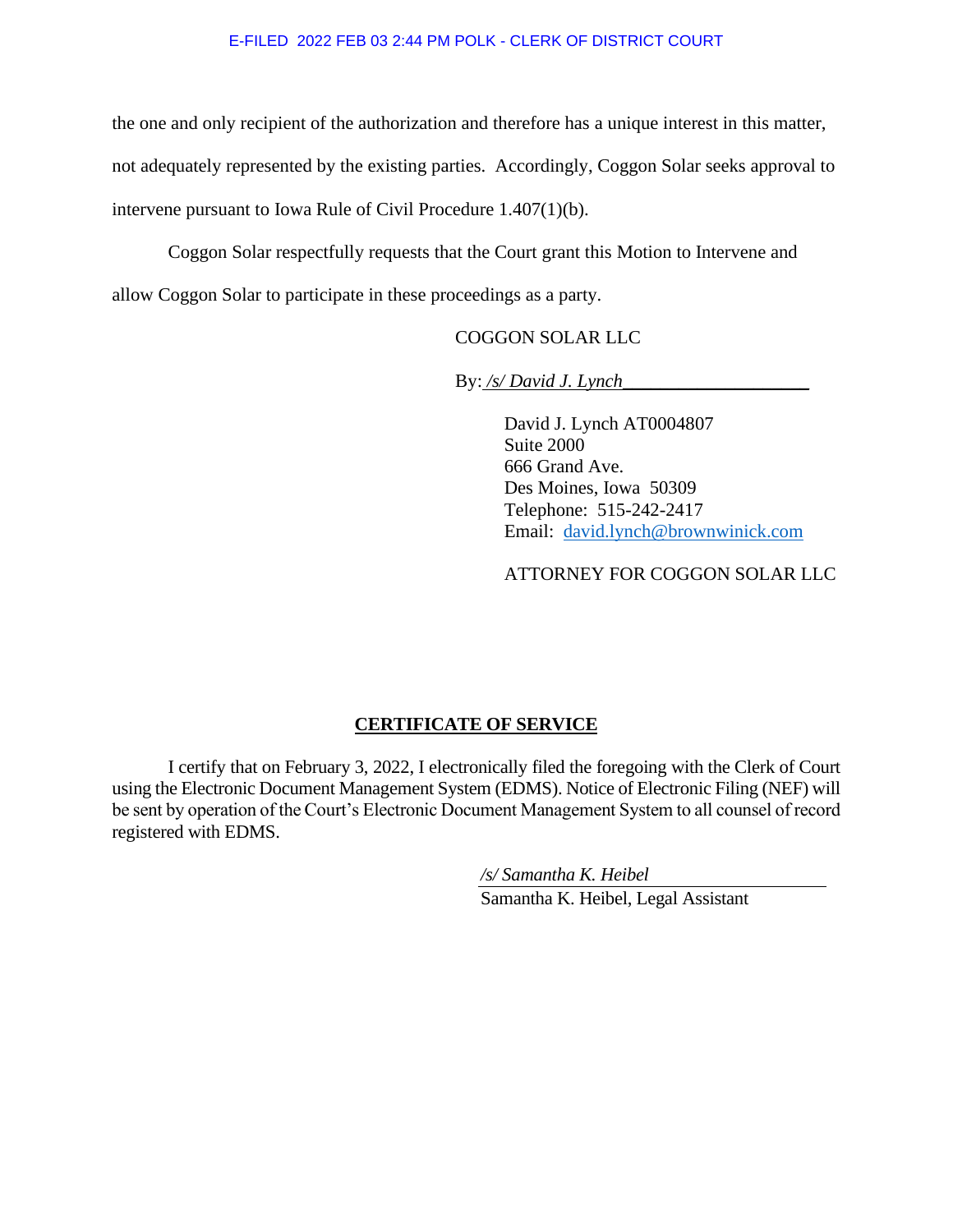the one and only recipient of the authorization and therefore has a unique interest in this matter, not adequately represented by the existing parties. Accordingly, Coggon Solar seeks approval to intervene pursuant to Iowa Rule of Civil Procedure 1.407(1)(b).

Coggon Solar respectfully requests that the Court grant this Motion to Intervene and allow Coggon Solar to participate in these proceedings as a party.

COGGON SOLAR LLC

By: */s/ David J. Lynch*

David J. Lynch AT0004807
Suite 2000
666 Grand Ave.
Des Moines, Iowa 50309
Telephone: 515-242-2417
Email: david.lynch@brownwinick.com

ATTORNEY FOR COGGON SOLAR LLC

## CERTIFICATE OF SERVICE

I certify that on February 3, 2022, I electronically filed the foregoing with the Clerk of Court using the Electronic Document Management System (EDMS). Notice of Electronic Filing (NEF) will be sent by operation of the Court's Electronic Document Management System to all counsel of record registered with EDMS.

*/s/ Samantha K. Heibel*
Samantha K. Heibel, Legal Assistant